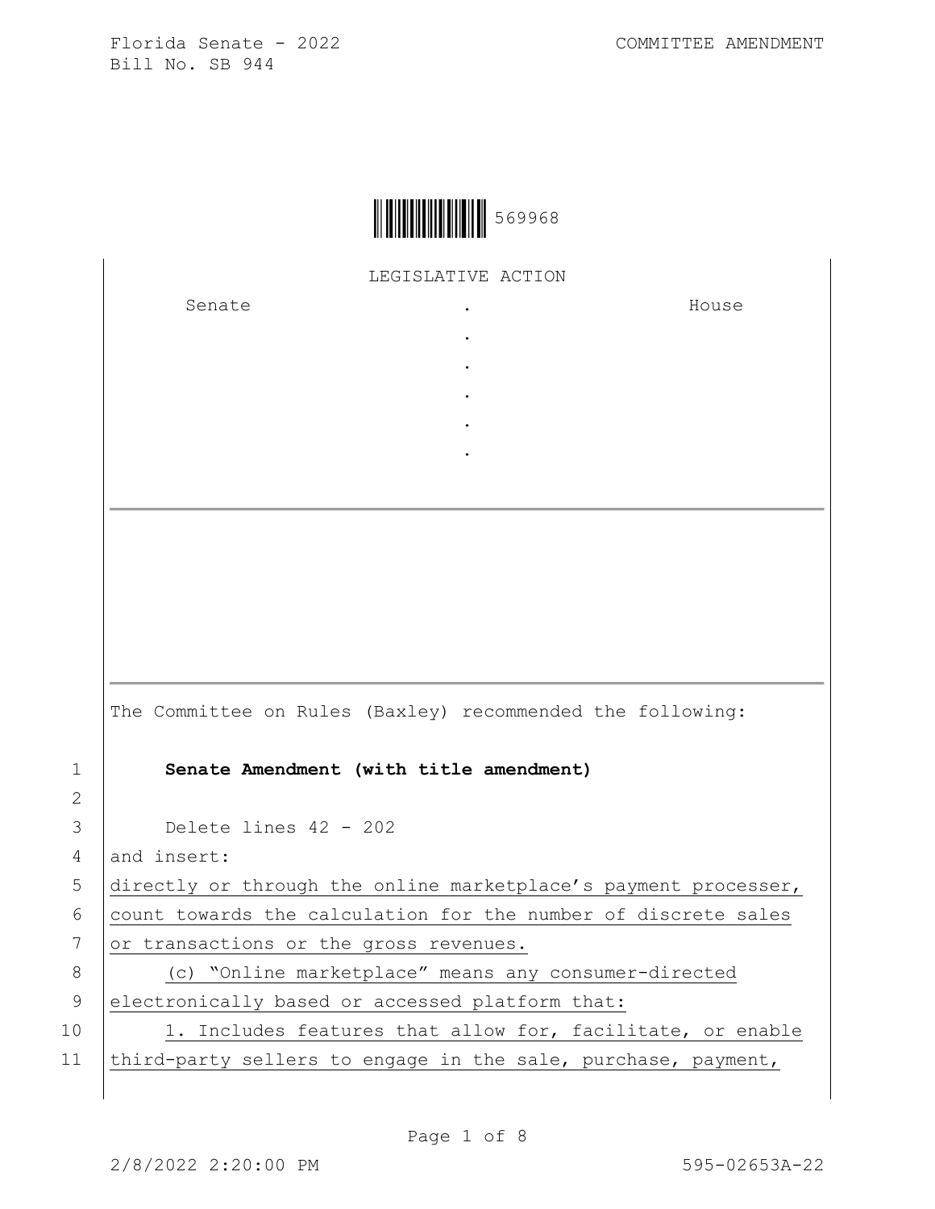Florida Senate - 2022
Bill No. SB 944

COMMITTEE AMENDMENT

569968

LEGISLATIVE ACTION

| Senate | . | House |
|---|---|---|
| | . | |
| | . | |
| | . | |
| | . | |
| | . | |

The Committee on Rules (Baxley) recommended the following:

1 **Senate Amendment (with title amendment)**

2

3 Delete lines 42 - 202

4 and insert:

5 directly or through the online marketplace's payment processer,

6 count towards the calculation for the number of discrete sales

7 or transactions or the gross revenues.

8 (c) "Online marketplace" means any consumer-directed

9 electronically based or accessed platform that:

10 1. Includes features that allow for, facilitate, or enable

11 third-party sellers to engage in the sale, purchase, payment,

2/8/2022 2:20:00 PM 595-02653A-22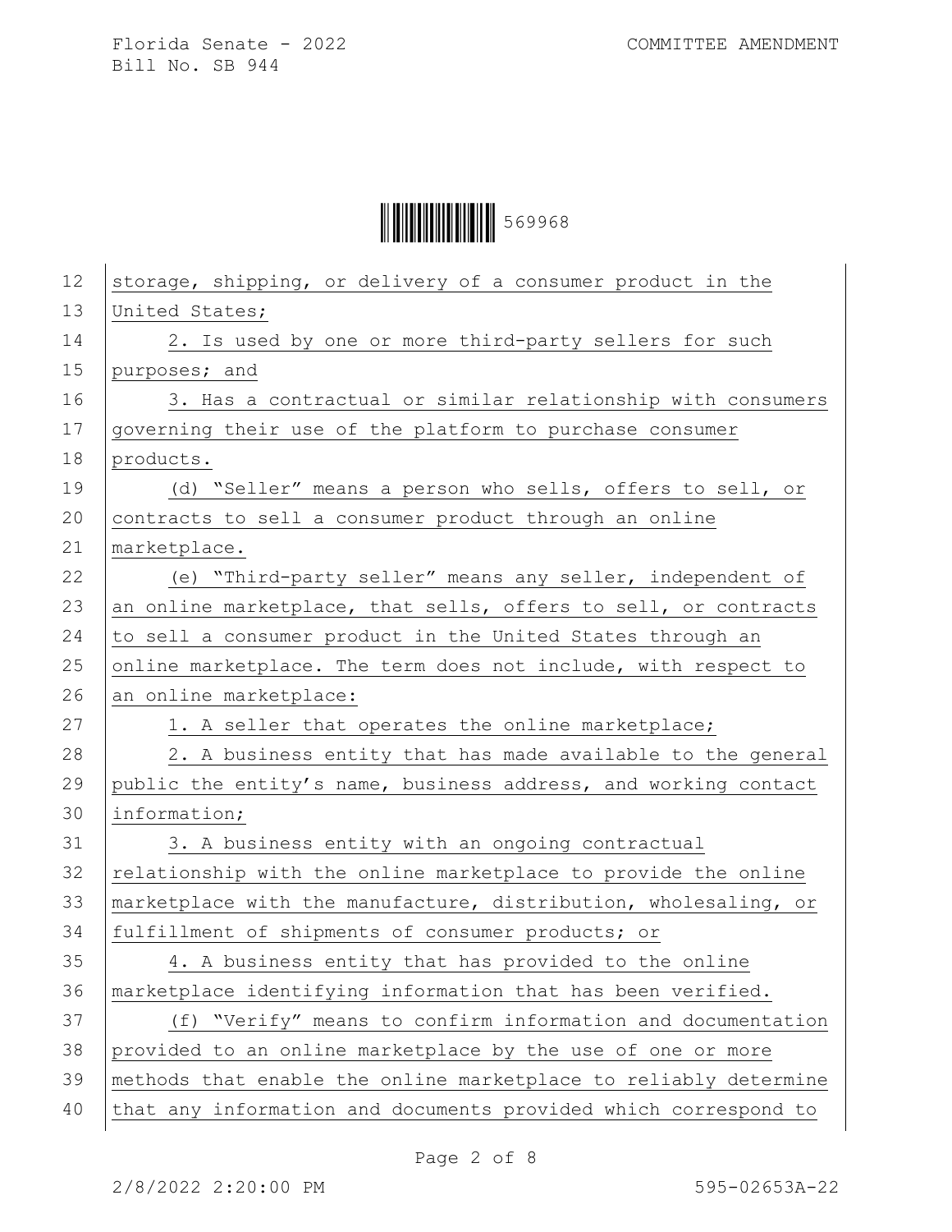storage, shipping, or delivery of a consumer product in the United States;

2. Is used by one or more third-party sellers for such purposes; and

3. Has a contractual or similar relationship with consumers governing their use of the platform to purchase consumer products.

(d) "Seller" means a person who sells, offers to sell, or contracts to sell a consumer product through an online marketplace.

(e) "Third-party seller" means any seller, independent of an online marketplace, that sells, offers to sell, or contracts to sell a consumer product in the United States through an online marketplace. The term does not include, with respect to an online marketplace:

1. A seller that operates the online marketplace;

2. A business entity that has made available to the general public the entity's name, business address, and working contact information;

3. A business entity with an ongoing contractual relationship with the online marketplace to provide the online marketplace with the manufacture, distribution, wholesaling, or fulfillment of shipments of consumer products; or

4. A business entity that has provided to the online marketplace identifying information that has been verified.

(f) "Verify" means to confirm information and documentation provided to an online marketplace by the use of one or more methods that enable the online marketplace to reliably determine that any information and documents provided which correspond to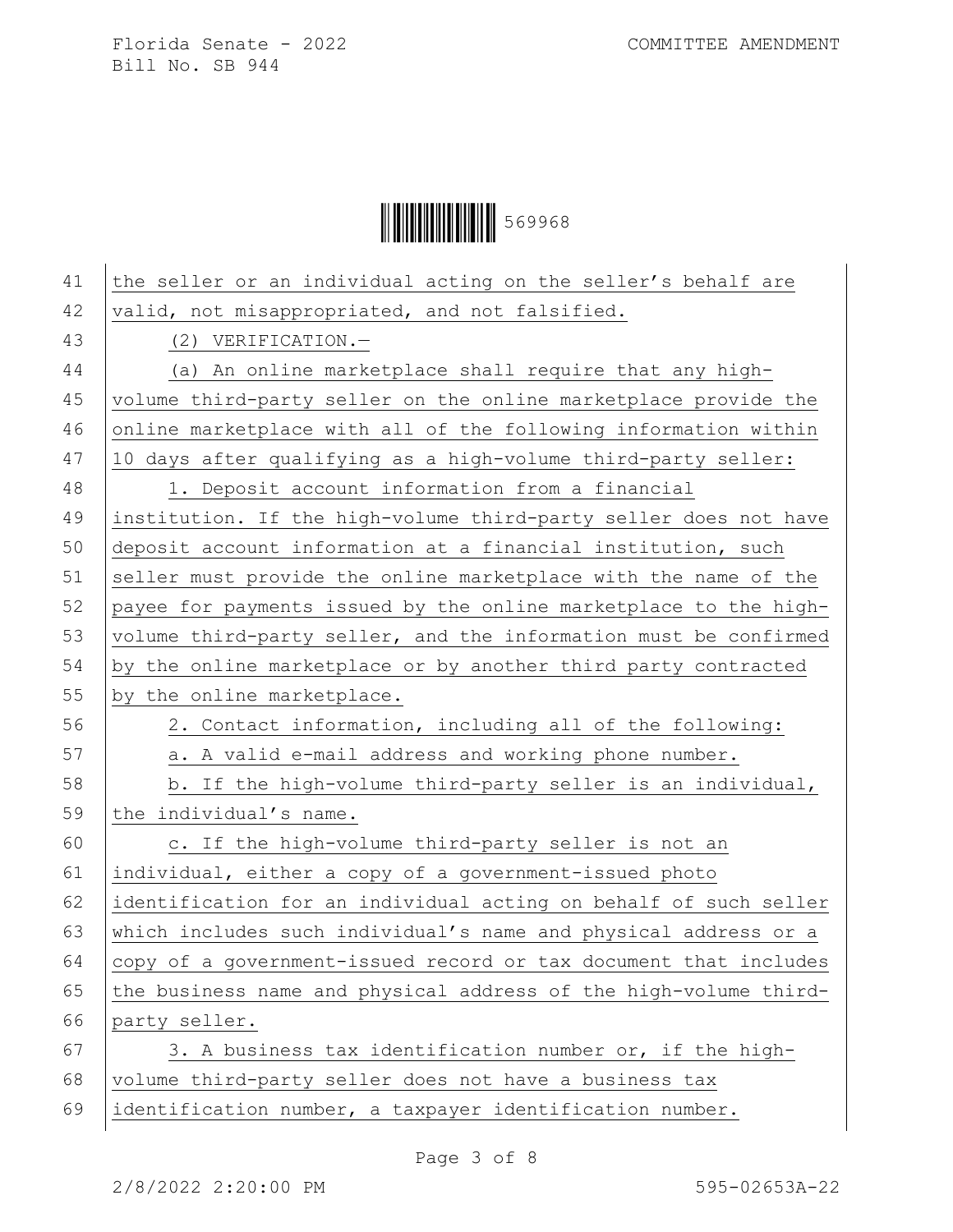the seller or an individual acting on the seller's behalf are valid, not misappropriated, and not falsified.

(2) VERIFICATION.—

(a) An online marketplace shall require that any high-volume third-party seller on the online marketplace provide the online marketplace with all of the following information within 10 days after qualifying as a high-volume third-party seller:

1. Deposit account information from a financial institution. If the high-volume third-party seller does not have deposit account information at a financial institution, such seller must provide the online marketplace with the name of the payee for payments issued by the online marketplace to the high-volume third-party seller, and the information must be confirmed by the online marketplace or by another third party contracted by the online marketplace.

2. Contact information, including all of the following:

a. A valid e-mail address and working phone number.

b. If the high-volume third-party seller is an individual, the individual's name.

c. If the high-volume third-party seller is not an individual, either a copy of a government-issued photo identification for an individual acting on behalf of such seller which includes such individual's name and physical address or a copy of a government-issued record or tax document that includes the business name and physical address of the high-volume third-party seller.

3. A business tax identification number or, if the high-volume third-party seller does not have a business tax identification number, a taxpayer identification number.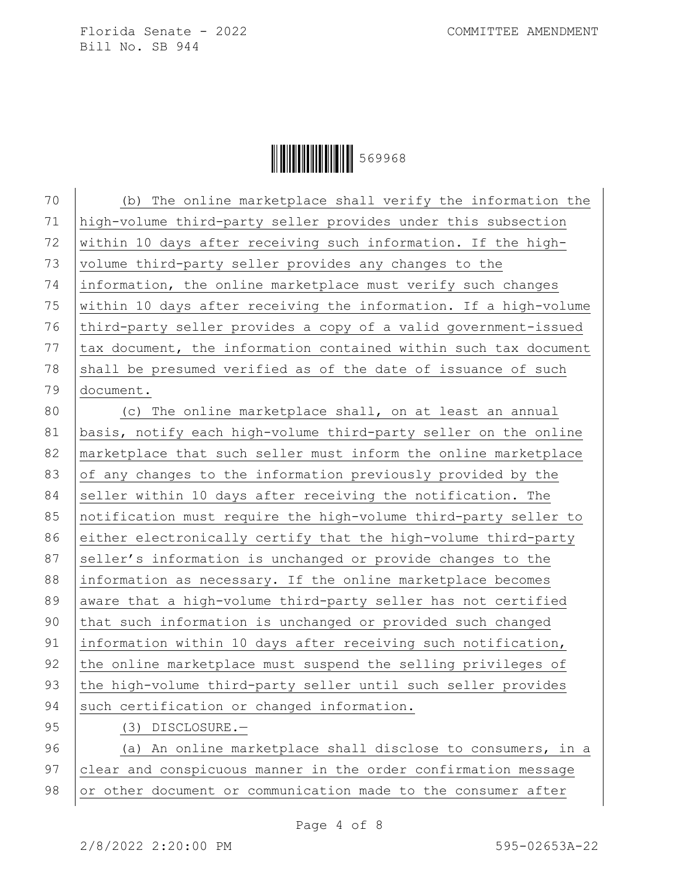(b) The online marketplace shall verify the information the high-volume third-party seller provides under this subsection within 10 days after receiving such information. If the high-volume third-party seller provides any changes to the information, the online marketplace must verify such changes within 10 days after receiving the information. If a high-volume third-party seller provides a copy of a valid government-issued tax document, the information contained within such tax document shall be presumed verified as of the date of issuance of such document.

(c) The online marketplace shall, on at least an annual basis, notify each high-volume third-party seller on the online marketplace that such seller must inform the online marketplace of any changes to the information previously provided by the seller within 10 days after receiving the notification. The notification must require the high-volume third-party seller to either electronically certify that the high-volume third-party seller's information is unchanged or provide changes to the information as necessary. If the online marketplace becomes aware that a high-volume third-party seller has not certified that such information is unchanged or provided such changed information within 10 days after receiving such notification, the online marketplace must suspend the selling privileges of the high-volume third-party seller until such seller provides such certification or changed information.

(3) DISCLOSURE.—

(a) An online marketplace shall disclose to consumers, in a clear and conspicuous manner in the order confirmation message or other document or communication made to the consumer after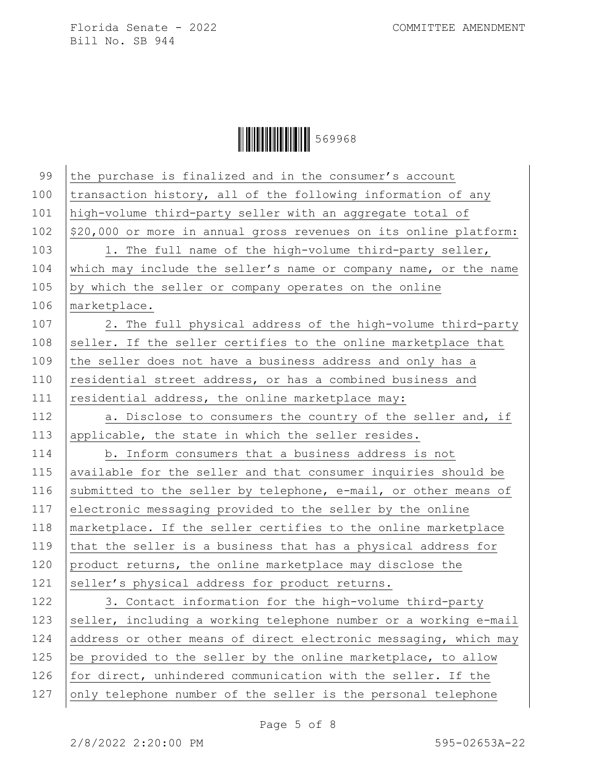the purchase is finalized and in the consumer's account transaction history, all of the following information of any high-volume third-party seller with an aggregate total of $20,000 or more in annual gross revenues on its online platform:

1. The full name of the high-volume third-party seller, which may include the seller's name or company name, or the name by which the seller or company operates on the online marketplace.

2. The full physical address of the high-volume third-party seller. If the seller certifies to the online marketplace that the seller does not have a business address and only has a residential street address, or has a combined business and residential address, the online marketplace may:

a. Disclose to consumers the country of the seller and, if applicable, the state in which the seller resides.

b. Inform consumers that a business address is not available for the seller and that consumer inquiries should be submitted to the seller by telephone, e-mail, or other means of electronic messaging provided to the seller by the online marketplace. If the seller certifies to the online marketplace that the seller is a business that has a physical address for product returns, the online marketplace may disclose the seller's physical address for product returns.

3. Contact information for the high-volume third-party seller, including a working telephone number or a working e-mail address or other means of direct electronic messaging, which may be provided to the seller by the online marketplace, to allow for direct, unhindered communication with the seller. If the only telephone number of the seller is the personal telephone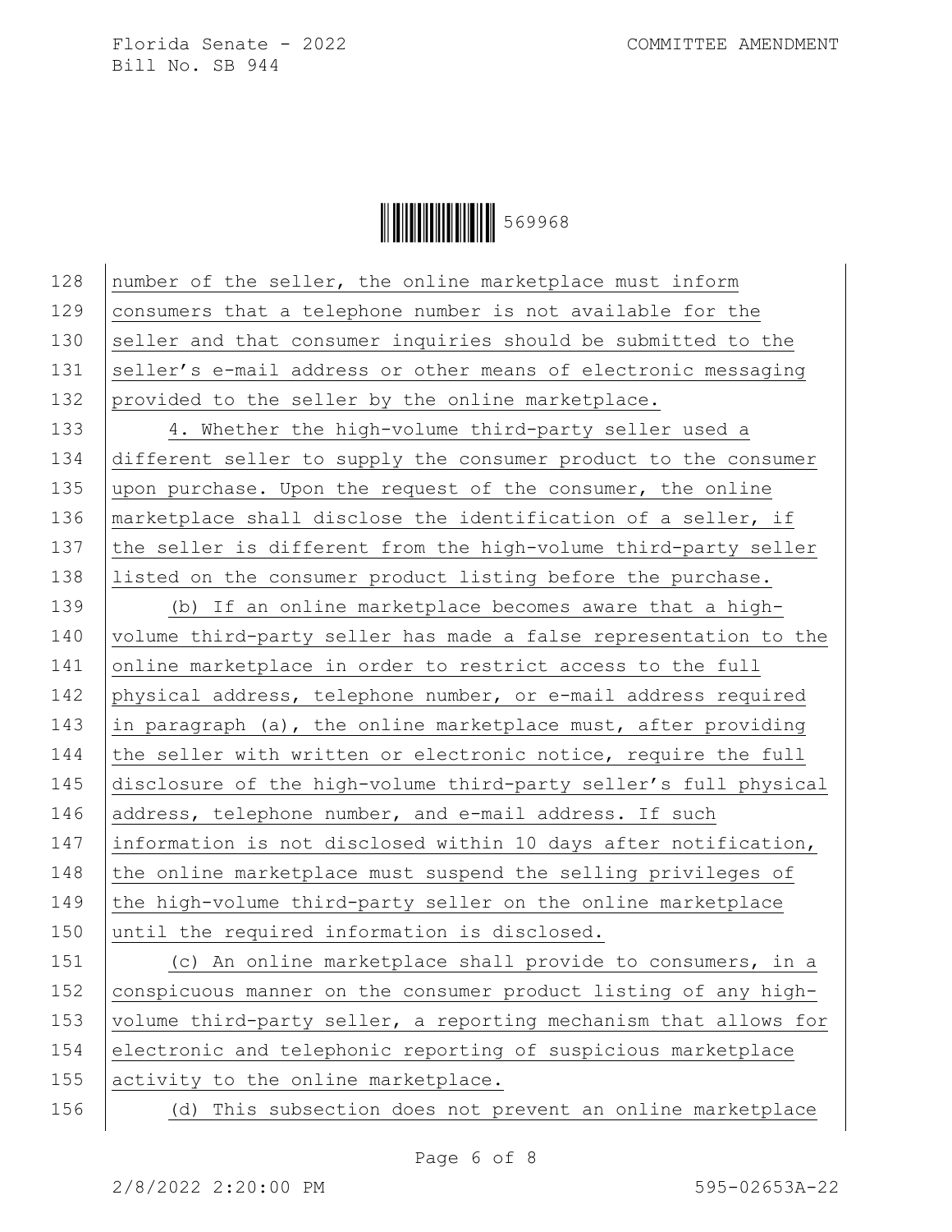number of the seller, the online marketplace must inform consumers that a telephone number is not available for the seller and that consumer inquiries should be submitted to the seller's e-mail address or other means of electronic messaging provided to the seller by the online marketplace.

4. Whether the high-volume third-party seller used a different seller to supply the consumer product to the consumer upon purchase. Upon the request of the consumer, the online marketplace shall disclose the identification of a seller, if the seller is different from the high-volume third-party seller listed on the consumer product listing before the purchase.

(b) If an online marketplace becomes aware that a high-volume third-party seller has made a false representation to the online marketplace in order to restrict access to the full physical address, telephone number, or e-mail address required in paragraph (a), the online marketplace must, after providing the seller with written or electronic notice, require the full disclosure of the high-volume third-party seller's full physical address, telephone number, and e-mail address. If such information is not disclosed within 10 days after notification, the online marketplace must suspend the selling privileges of the high-volume third-party seller on the online marketplace until the required information is disclosed.

(c) An online marketplace shall provide to consumers, in a conspicuous manner on the consumer product listing of any high-volume third-party seller, a reporting mechanism that allows for electronic and telephonic reporting of suspicious marketplace activity to the online marketplace.

(d) This subsection does not prevent an online marketplace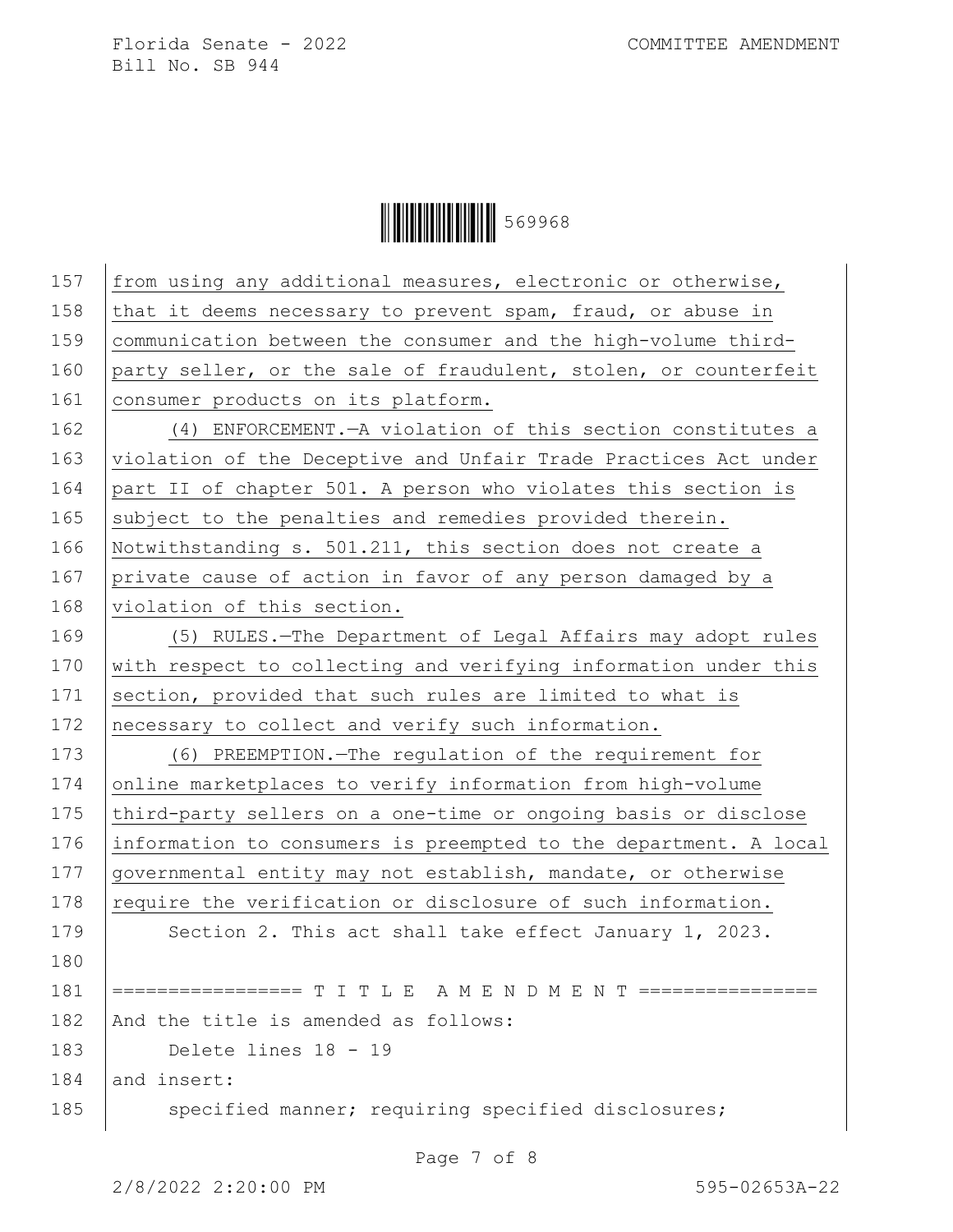from using any additional measures, electronic or otherwise, that it deems necessary to prevent spam, fraud, or abuse in communication between the consumer and the high-volume third-party seller, or the sale of fraudulent, stolen, or counterfeit consumer products on its platform.

(4) ENFORCEMENT.—A violation of this section constitutes a violation of the Deceptive and Unfair Trade Practices Act under part II of chapter 501. A person who violates this section is subject to the penalties and remedies provided therein. Notwithstanding s. 501.211, this section does not create a private cause of action in favor of any person damaged by a violation of this section.

(5) RULES.—The Department of Legal Affairs may adopt rules with respect to collecting and verifying information under this section, provided that such rules are limited to what is necessary to collect and verify such information.

(6) PREEMPTION.—The regulation of the requirement for online marketplaces to verify information from high-volume third-party sellers on a one-time or ongoing basis or disclose information to consumers is preempted to the department. A local governmental entity may not establish, mandate, or otherwise require the verification or disclosure of such information.

Section 2. This act shall take effect January 1, 2023.

================= T I T L E  A M E N D M E N T ================

And the title is amended as follows:

Delete lines 18 - 19

and insert:

specified manner; requiring specified disclosures;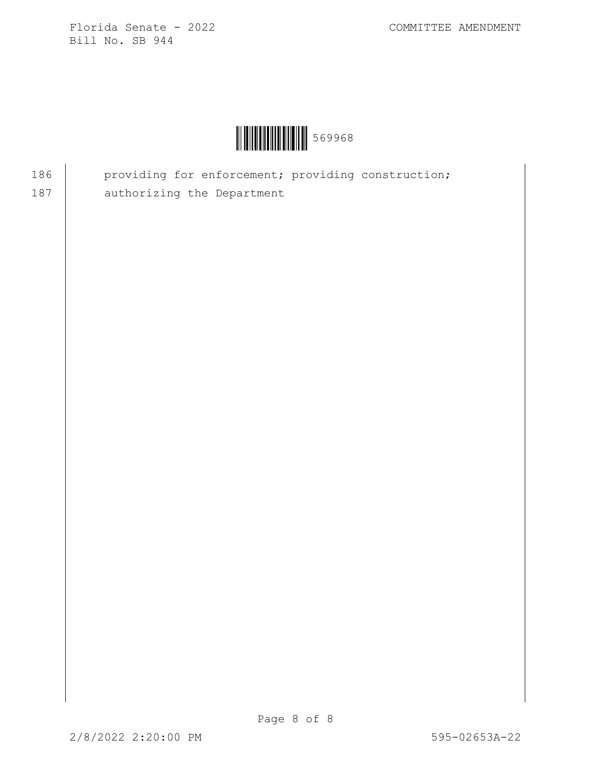186 providing for enforcement; providing construction;

187 authorizing the Department